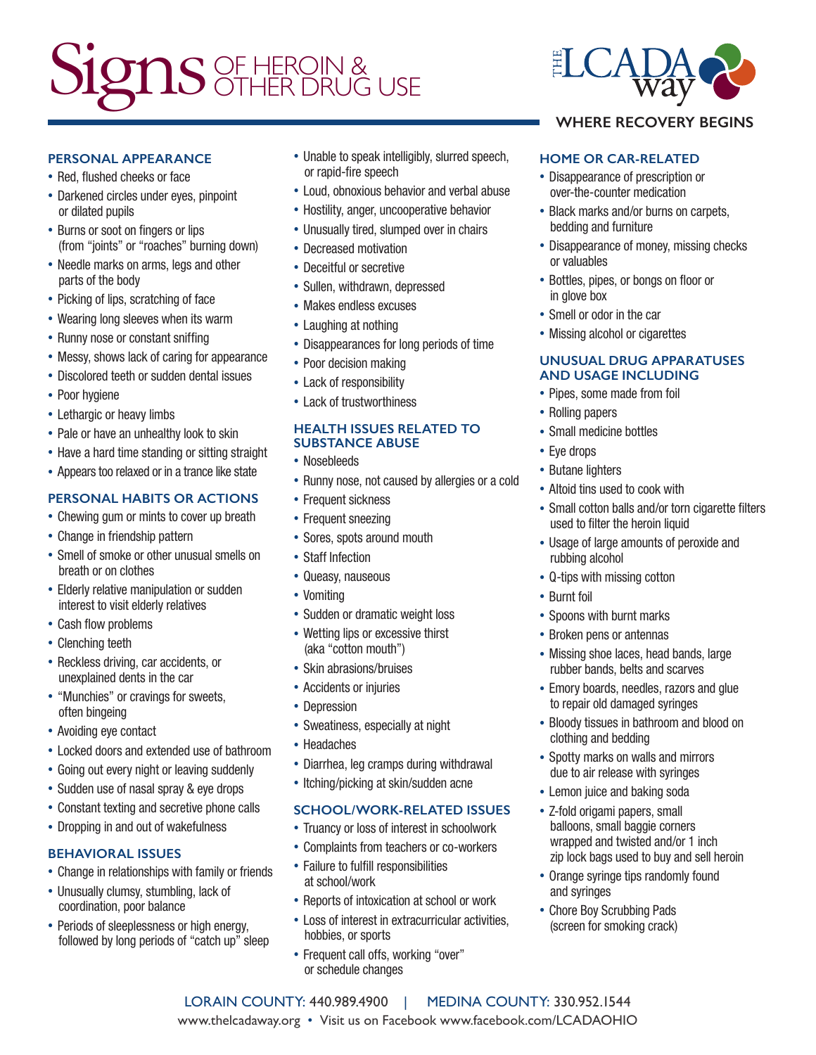# Signs OF HEROIN & OTHER DRUG USE

THE LCADA way

WHERE RECOVERY BEGINS

## PERSONAL APPEARANCE

- Red, flushed cheeks or face
- Darkened circles under eyes, pinpoint or dilated pupils
- Burns or soot on fingers or lips (from "joints" or "roaches" burning down)
- Needle marks on arms, legs and other parts of the body
- Picking of lips, scratching of face
- Wearing long sleeves when its warm
- Runny nose or constant sniffing
- Messy, shows lack of caring for appearance
- Discolored teeth or sudden dental issues
- Poor hygiene
- Lethargic or heavy limbs
- Pale or have an unhealthy look to skin
- Have a hard time standing or sitting straight
- Appears too relaxed or in a trance like state

## PERSONAL HABITS OR ACTIONS

- Chewing gum or mints to cover up breath
- Change in friendship pattern
- Smell of smoke or other unusual smells on breath or on clothes
- Elderly relative manipulation or sudden interest to visit elderly relatives
- Cash flow problems
- Clenching teeth
- Reckless driving, car accidents, or unexplained dents in the car
- "Munchies" or cravings for sweets, often bingeing
- Avoiding eye contact
- Locked doors and extended use of bathroom
- Going out every night or leaving suddenly
- Sudden use of nasal spray & eye drops
- Constant texting and secretive phone calls
- Dropping in and out of wakefulness

## BEHAVIORAL ISSUES

- Change in relationships with family or friends
- Unusually clumsy, stumbling, lack of coordination, poor balance
- Periods of sleeplessness or high energy, followed by long periods of "catch up" sleep
- Unable to speak intelligibly, slurred speech, or rapid-fire speech
- Loud, obnoxious behavior and verbal abuse
- Hostility, anger, uncooperative behavior
- Unusually tired, slumped over in chairs
- Decreased motivation
- Deceitful or secretive
- Sullen, withdrawn, depressed
- Makes endless excuses
- Laughing at nothing
- Disappearances for long periods of time
- Poor decision making
- Lack of responsibility
- Lack of trustworthiness

## HEALTH ISSUES RELATED TO SUBSTANCE ABUSE

- Nosebleeds
- Runny nose, not caused by allergies or a cold
- Frequent sickness
- Frequent sneezing
- Sores, spots around mouth
- Staff Infection
- Queasy, nauseous
- Vomiting
- Sudden or dramatic weight loss
- Wetting lips or excessive thirst (aka "cotton mouth")
- Skin abrasions/bruises
- Accidents or injuries
- Depression
- Sweatiness, especially at night
- Headaches
- Diarrhea, leg cramps during withdrawal
- Itching/picking at skin/sudden acne

## SCHOOL/WORK-RELATED ISSUES

- Truancy or loss of interest in schoolwork
- Complaints from teachers or co-workers
- Failure to fulfill responsibilities at school/work
- Reports of intoxication at school or work
- Loss of interest in extracurricular activities, hobbies, or sports
- Frequent call offs, working "over" or schedule changes

## HOME OR CAR-RELATED

- Disappearance of prescription or over-the-counter medication
- Black marks and/or burns on carpets, bedding and furniture
- Disappearance of money, missing checks or valuables
- Bottles, pipes, or bongs on floor or in glove box
- Smell or odor in the car
- Missing alcohol or cigarettes

## UNUSUAL DRUG APPARATUSES AND USAGE INCLUDING

- Pipes, some made from foil
- Rolling papers
- Small medicine bottles
- Eye drops
- Butane lighters
- Altoid tins used to cook with
- Small cotton balls and/or torn cigarette filters used to filter the heroin liquid
- Usage of large amounts of peroxide and rubbing alcohol
- Q-tips with missing cotton
- Burnt foil
- Spoons with burnt marks
- Broken pens or antennas
- Missing shoe laces, head bands, large rubber bands, belts and scarves
- Emory boards, needles, razors and glue to repair old damaged syringes
- Bloody tissues in bathroom and blood on clothing and bedding
- Spotty marks on walls and mirrors due to air release with syringes
- Lemon juice and baking soda
- Z-fold origami papers, small balloons, small baggie corners wrapped and twisted and/or 1 inch zip lock bags used to buy and sell heroin
- Orange syringe tips randomly found and syringes
- Chore Boy Scrubbing Pads (screen for smoking crack)

LORAIN COUNTY: 440.989.4900 | MEDINA COUNTY: 330.952.1544

www.thelcadaway.org • Visit us on Facebook www.facebook.com/LCADAOHIO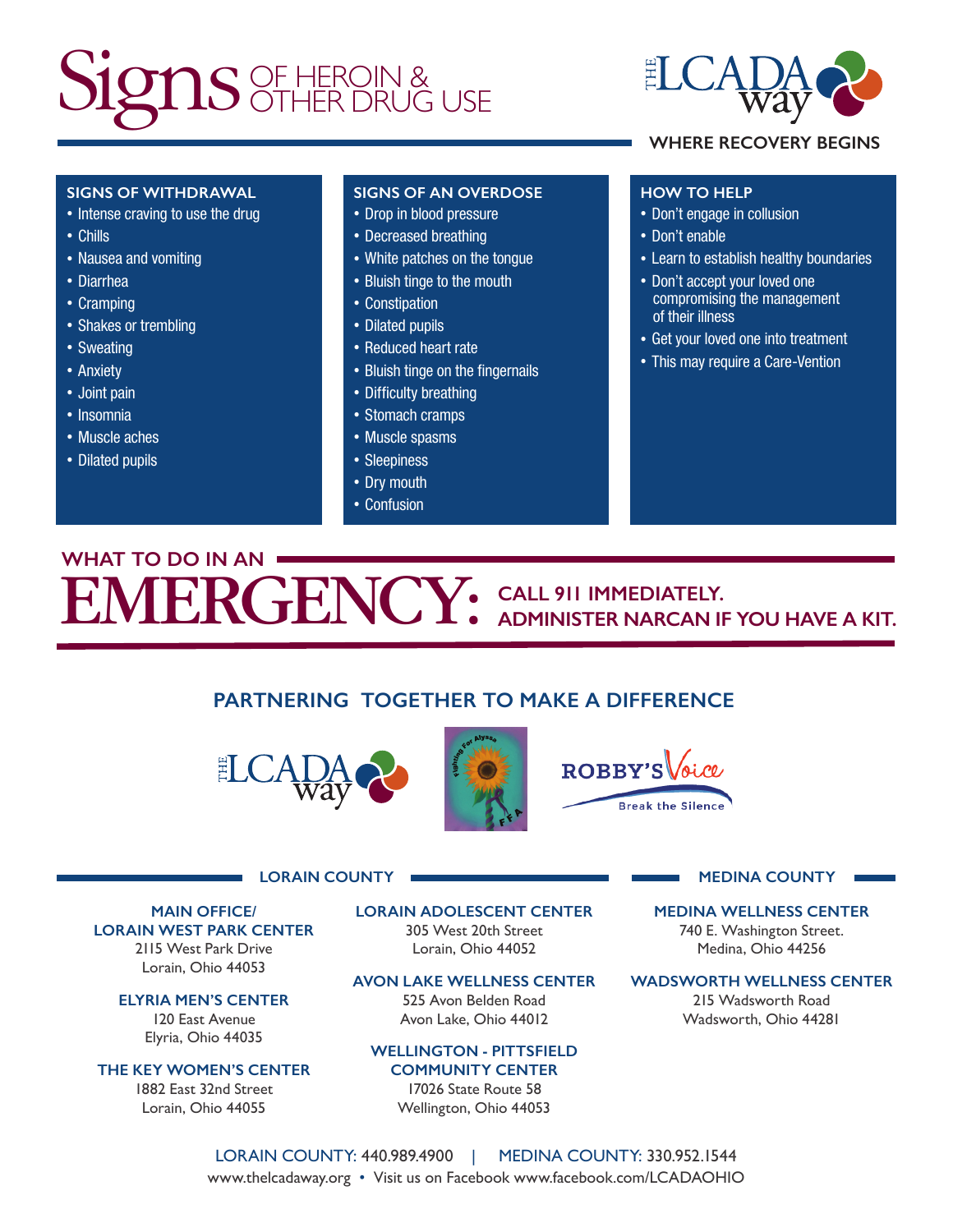# Signs OF HEROIN & OTHER DRUG USE

THE LCADA way

WHERE RECOVERY BEGINS

### SIGNS OF WITHDRAWAL

- Intense craving to use the drug
- Chills
- Nausea and vomiting
- Diarrhea
- Cramping
- Shakes or trembling
- Sweating
- Anxiety
- Joint pain
- Insomnia
- Muscle aches
- Dilated pupils

### SIGNS OF AN OVERDOSE

- Drop in blood pressure
- Decreased breathing
- White patches on the tongue
- Bluish tinge to the mouth
- Constipation
- Dilated pupils
- Reduced heart rate
- Bluish tinge on the fingernails
- Difficulty breathing
- Stomach cramps
- Muscle spasms
- Sleepiness
- Dry mouth
- Confusion

### HOW TO HELP

- Don't engage in collusion
- Don't enable
- Learn to establish healthy boundaries
- Don't accept your loved one compromising the management of their illness
- Get your loved one into treatment
- This may require a Care-Vention

## WHAT TO DO IN AN EMERGENCY:

**CALL 911 IMMEDIATELY.**
**ADMINISTER NARCAN IF YOU HAVE A KIT.**

## PARTNERING TOGETHER TO MAKE A DIFFERENCE

THE LCADA way | Fighting For Alyssa FFA | ROBBY'S Voice – Break the Silence

### LORAIN COUNTY

**MAIN OFFICE/ LORAIN WEST PARK CENTER**
2115 West Park Drive
Lorain, Ohio 44053

**ELYRIA MEN'S CENTER**
120 East Avenue
Elyria, Ohio 44035

**THE KEY WOMEN'S CENTER**
1882 East 32nd Street
Lorain, Ohio 44055

**LORAIN ADOLESCENT CENTER**
305 West 20th Street
Lorain, Ohio 44052

**AVON LAKE WELLNESS CENTER**
525 Avon Belden Road
Avon Lake, Ohio 44012

**WELLINGTON - PITTSFIELD COMMUNITY CENTER**
17026 State Route 58
Wellington, Ohio 44053

### MEDINA COUNTY

**MEDINA WELLNESS CENTER**
740 E. Washington Street.
Medina, Ohio 44256

**WADSWORTH WELLNESS CENTER**
215 Wadsworth Road
Wadsworth, Ohio 44281

LORAIN COUNTY: 440.989.4900 | MEDINA COUNTY: 330.952.1544

www.thelcadaway.org • Visit us on Facebook www.facebook.com/LCADAOHIO